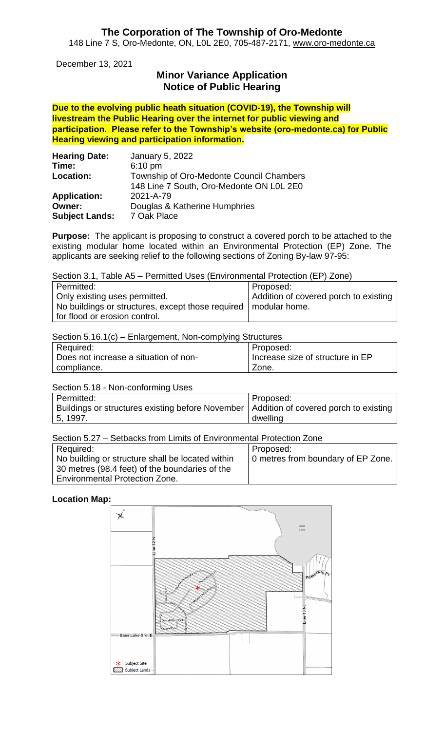# The Corporation of The Township of Oro-Medonte

148 Line 7 S, Oro-Medonte, ON, L0L 2E0, 705-487-2171, www.oro-medonte.ca

December 13, 2021

## Minor Variance Application
## Notice of Public Hearing

**Due to the evolving public heath situation (COVID-19), the Township will livestream the Public Hearing over the internet for public viewing and participation. Please refer to the Township's website (oro-medonte.ca) for Public Hearing viewing and participation information.**

| | |
|---|---|
| **Hearing Date:** | January 5, 2022 |
| **Time:** | 6:10 pm |
| **Location:** | Township of Oro-Medonte Council Chambers<br>148 Line 7 South, Oro-Medonte ON L0L 2E0 |
| **Application:** | 2021-A-79 |
| **Owner:** | Douglas & Katherine Humphries |
| **Subject Lands:** | 7 Oak Place |

**Purpose:** The applicant is proposing to construct a covered porch to be attached to the existing modular home located within an Environmental Protection (EP) Zone. The applicants are seeking relief to the following sections of Zoning By-law 97-95:

Section 3.1, Table A5 – Permitted Uses (Environmental Protection (EP) Zone)

| Permitted: | Proposed: |
|---|---|
| Only existing uses permitted.<br>No buildings or structures, except those required for flood or erosion control. | Addition of covered porch to existing modular home. |

Section 5.16.1(c) – Enlargement, Non-complying Structures

| Required: | Proposed: |
|---|---|
| Does not increase a situation of non-compliance. | Increase size of structure in EP Zone. |

Section 5.18 - Non-conforming Uses

| Permitted: | Proposed: |
|---|---|
| Buildings or structures existing before November 5, 1997. | Addition of covered porch to existing dwelling |

Section 5.27 – Setbacks from Limits of Environmental Protection Zone

| Required: | Proposed: |
|---|---|
| No building or structure shall be located within 30 metres (98.4 feet) of the boundaries of the Environmental Protection Zone. | 0 metres from boundary of EP Zone. |

**Location Map:**

Bass Lake

Line 12 N

Line 13 N

Penetwin Pl.

Bass Lake Srd. E

Subject Site

Subject Lands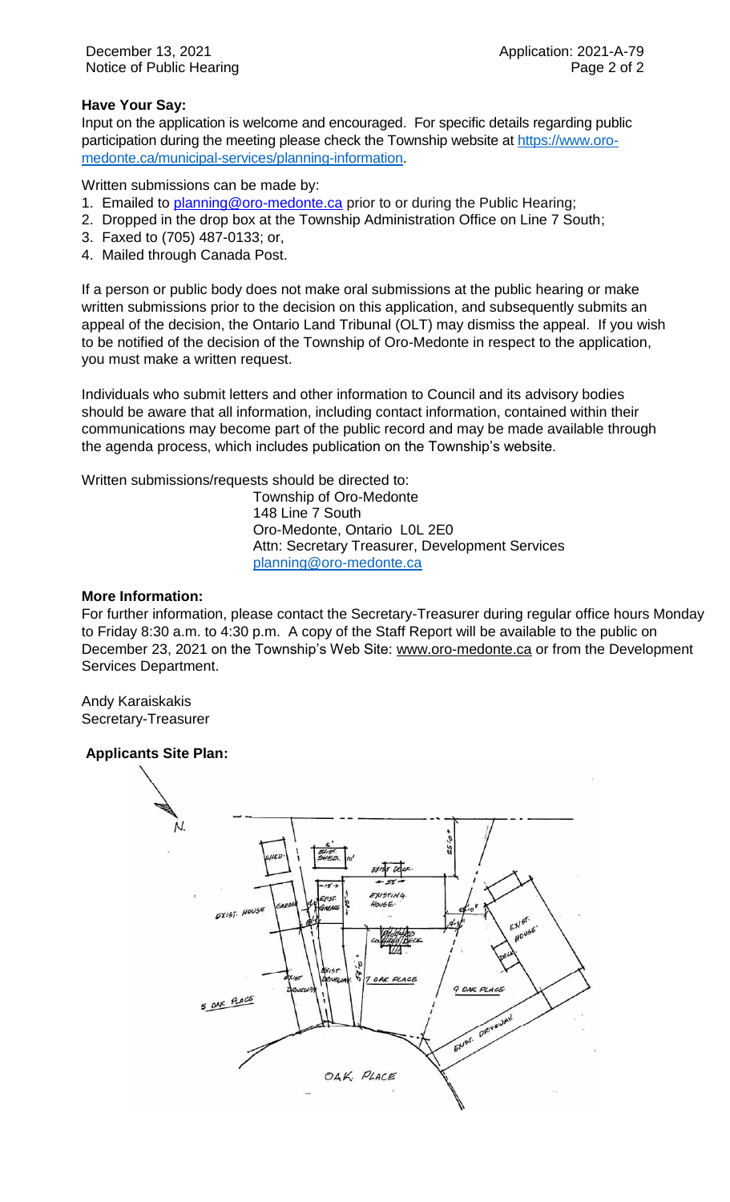December 13, 2021
Notice of Public Hearing

Application: 2021-A-79

**Have Your Say:**

Input on the application is welcome and encouraged. For specific details regarding public participation during the meeting please check the Township website at https://www.oro-medonte.ca/municipal-services/planning-information.

Written submissions can be made by:

1. Emailed to planning@oro-medonte.ca prior to or during the Public Hearing;
2. Dropped in the drop box at the Township Administration Office on Line 7 South;
3. Faxed to (705) 487-0133; or,
4. Mailed through Canada Post.

If a person or public body does not make oral submissions at the public hearing or make written submissions prior to the decision on this application, and subsequently submits an appeal of the decision, the Ontario Land Tribunal (OLT) may dismiss the appeal. If you wish to be notified of the decision of the Township of Oro-Medonte in respect to the application, you must make a written request.

Individuals who submit letters and other information to Council and its advisory bodies should be aware that all information, including contact information, contained within their communications may become part of the public record and may be made available through the agenda process, which includes publication on the Township's website.

Written submissions/requests should be directed to:

Township of Oro-Medonte
148 Line 7 South
Oro-Medonte, Ontario L0L 2E0
Attn: Secretary Treasurer, Development Services
planning@oro-medonte.ca

**More Information:**

For further information, please contact the Secretary-Treasurer during regular office hours Monday to Friday 8:30 a.m. to 4:30 p.m. A copy of the Staff Report will be available to the public on December 23, 2021 on the Township's Web Site: www.oro-medonte.ca or from the Development Services Department.

Andy Karaiskakis
Secretary-Treasurer

**Applicants Site Plan:**

N.
SHED
EXIST. SHED
EXIST DECK
EXISTING HOUSE
EXIST. HOUSE
GARAGE
EXIST. GARAGE
COVERED DECK
EXIST. DRIVEWAY
7 OAK PLACE
9 OAK PLACE
5 OAK PLACE
EXIST. HOUSE
DECK
EXIST. DRIVEWAY
OAK PLACE
25'-0"